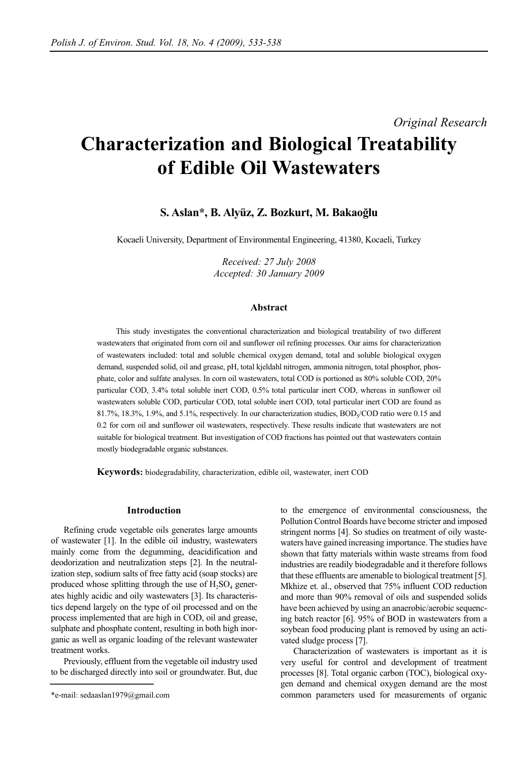*Original Research*

# Characterization and Biological Treatability of Edible Oil Wastewaters

**S. Aslan*, B. Alyüz, Z. Bozkurt, M. Bakaoğlu**

Kocaeli University, Department of Environmental Engineering, 41380, Kocaeli, Turkey

*Received: 27 July 2008*
*Accepted: 30 January 2009*

### Abstract

This study investigates the conventional characterization and biological treatability of two different wastewaters that originated from corn oil and sunflower oil refining processes. Our aims for characterization of wastewaters included: total and soluble chemical oxygen demand, total and soluble biological oxygen demand, suspended solid, oil and grease, pH, total kjeldahl nitrogen, ammonia nitrogen, total phosphor, phosphate, color and sulfate analyses. In corn oil wastewaters, total COD is portioned as 80% soluble COD, 20% particular COD, 3.4% total soluble inert COD, 0.5% total particular inert COD, whereas in sunflower oil wastewaters soluble COD, particular COD, total soluble inert COD, total particular inert COD are found as 81.7%, 18.3%, 1.9%, and 5.1%, respectively. In our characterization studies, $BOD_5$/COD ratio were 0.15 and 0.2 for corn oil and sunflower oil wastewaters, respectively. These results indicate that wastewaters are not suitable for biological treatment. But investigation of COD fractions has pointed out that wastewaters contain mostly biodegradable organic substances.

**Keywords:** biodegradability, characterization, edible oil, wastewater, inert COD

## Introduction

Refining crude vegetable oils generates large amounts of wastewater [1]. In the edible oil industry, wastewaters mainly come from the degumming, deacidification and deodorization and neutralization steps [2]. In the neutralization step, sodium salts of free fatty acid (soap stocks) are produced whose splitting through the use of $H_2SO_4$ generates highly acidic and oily wastewaters [3]. Its characteristics depend largely on the type of oil processed and on the process implemented that are high in COD, oil and grease, sulphate and phosphate content, resulting in both high inorganic as well as organic loading of the relevant wastewater treatment works.

Previously, effluent from the vegetable oil industry used to be discharged directly into soil or groundwater. But, due to the emergence of environmental consciousness, the Pollution Control Boards have become stricter and imposed stringent norms [4]. So studies on treatment of oily wastewaters have gained increasing importance. The studies have shown that fatty materials within waste streams from food industries are readily biodegradable and it therefore follows that these effluents are amenable to biological treatment [5]. Mkhize et. al., observed that 75% influent COD reduction and more than 90% removal of oils and suspended solids have been achieved by using an anaerobic/aerobic sequencing batch reactor [6]. 95% of BOD in wastewaters from a soybean food producing plant is removed by using an activated sludge process [7].

Characterization of wastewaters is important as it is very useful for control and development of treatment processes [8]. Total organic carbon (TOC), biological oxygen demand and chemical oxygen demand are the most common parameters used for measurements of organic

*e-mail: sedaaslan1979@gmail.com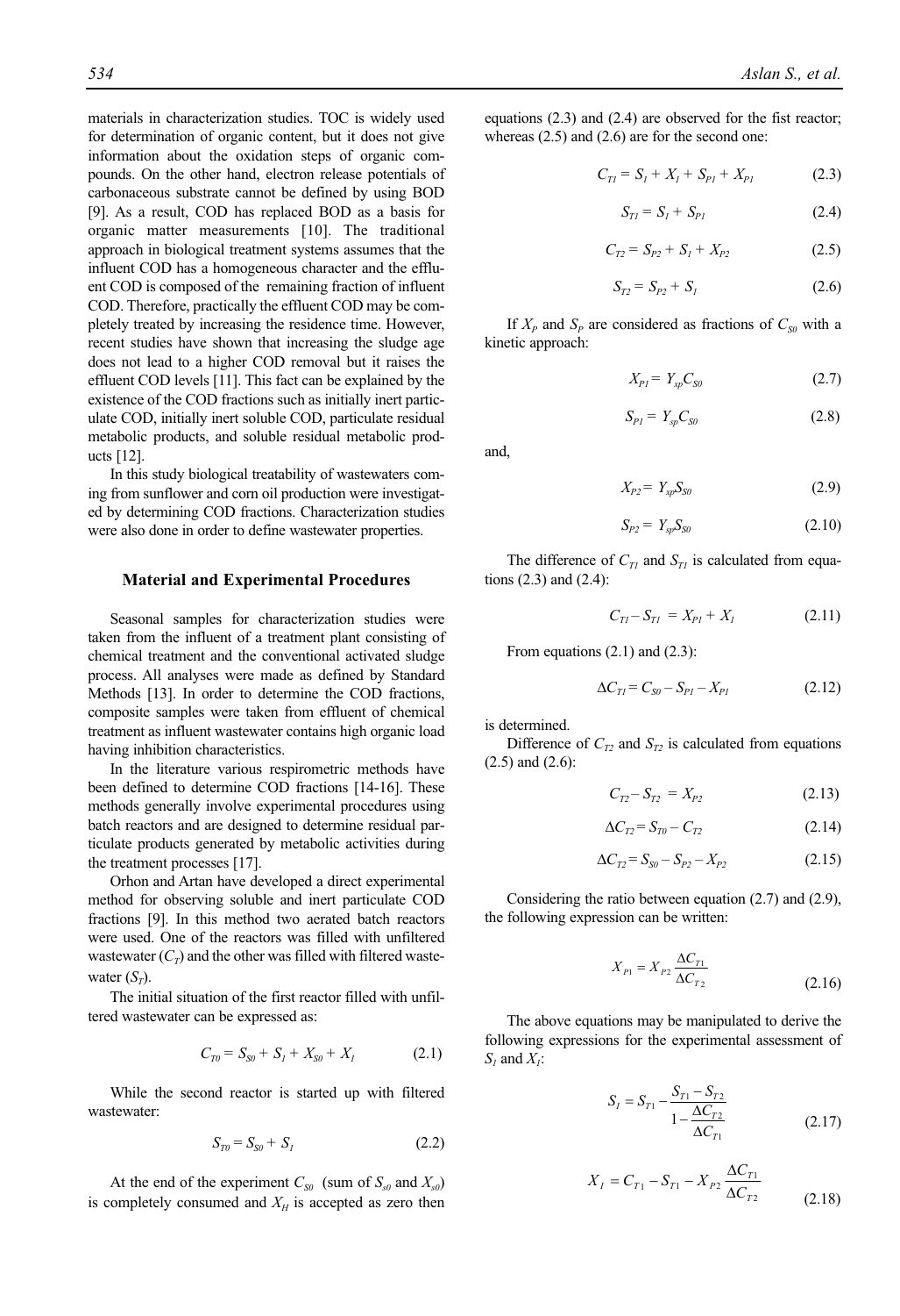materials in characterization studies. TOC is widely used for determination of organic content, but it does not give information about the oxidation steps of organic compounds. On the other hand, electron release potentials of carbonaceous substrate cannot be defined by using BOD [9]. As a result, COD has replaced BOD as a basis for organic matter measurements [10]. The traditional approach in biological treatment systems assumes that the influent COD has a homogeneous character and the effluent COD is composed of the remaining fraction of influent COD. Therefore, practically the effluent COD may be completely treated by increasing the residence time. However, recent studies have shown that increasing the sludge age does not lead to a higher COD removal but it raises the effluent COD levels [11]. This fact can be explained by the existence of the COD fractions such as initially inert particulate COD, initially inert soluble COD, particulate residual metabolic products, and soluble residual metabolic products [12].

In this study biological treatability of wastewaters coming from sunflower and corn oil production were investigated by determining COD fractions. Characterization studies were also done in order to define wastewater properties.

## Material and Experimental Procedures

Seasonal samples for characterization studies were taken from the influent of a treatment plant consisting of chemical treatment and the conventional activated sludge process. All analyses were made as defined by Standard Methods [13]. In order to determine the COD fractions, composite samples were taken from effluent of chemical treatment as influent wastewater contains high organic load having inhibition characteristics.

In the literature various respirometric methods have been defined to determine COD fractions [14-16]. These methods generally involve experimental procedures using batch reactors and are designed to determine residual particulate products generated by metabolic activities during the treatment processes [17].

Orhon and Artan have developed a direct experimental method for observing soluble and inert particulate COD fractions [9]. In this method two aerated batch reactors were used. One of the reactors was filled with unfiltered wastewater ($C_T$) and the other was filled with filtered wastewater ($S_T$).

The initial situation of the first reactor filled with unfiltered wastewater can be expressed as:

$$C_{T0} = S_{S0} + S_I + X_{S0} + X_I \tag{2.1}$$

While the second reactor is started up with filtered wastewater:

$$S_{T0} = S_{S0} + S_I \tag{2.2}$$

At the end of the experiment $C_{S0}$ (sum of $S_{s0}$ and $X_{s0}$) is completely consumed and $X_H$ is accepted as zero then equations (2.3) and (2.4) are observed for the fist reactor; whereas (2.5) and (2.6) are for the second one:

$$C_{T1} = S_I + X_I + S_{P1} + X_{P1} \tag{2.3}$$

$$S_{T1} = S_I + S_{P1} \tag{2.4}$$

$$C_{T2} = S_{P2} + S_I + X_{P2} \tag{2.5}$$

$$S_{T2} = S_{P2} + S_I \tag{2.6}$$

If $X_P$ and $S_P$ are considered as fractions of $C_{S0}$ with a kinetic approach:

$$X_{P1} = Y_{xp} C_{S0} \tag{2.7}$$

$$S_{P1} = Y_{sp} C_{S0} \tag{2.8}$$

and,

$$X_{P2} = Y_{xp} S_{S0} \tag{2.9}$$

$$S_{P2} = Y_{sp} S_{S0} \tag{2.10}$$

The difference of $C_{T1}$ and $S_{T1}$ is calculated from equations (2.3) and (2.4):

$$C_{T1} - S_{T1} = X_{P1} + X_I \tag{2.11}$$

From equations (2.1) and (2.3):

$$\Delta C_{T1} = C_{S0} - S_{P1} - X_{P1} \tag{2.12}$$

is determined.

Difference of $C_{T2}$ and $S_{T2}$ is calculated from equations (2.5) and (2.6):

$$C_{T2} - S_{T2} = X_{P2} \tag{2.13}$$

$$\Delta C_{T2} = S_{T0} - C_{T2} \tag{2.14}$$

$$\Delta C_{T2} = S_{S0} - S_{P2} - X_{P2} \tag{2.15}$$

Considering the ratio between equation (2.7) and (2.9), the following expression can be written:

$$X_{P1} = X_{P2} \frac{\Delta C_{T1}}{\Delta C_{T2}} \tag{2.16}$$

The above equations may be manipulated to derive the following expressions for the experimental assessment of $S_I$ and $X_I$:

$$S_I = S_{T1} - \frac{S_{T1} - S_{T2}}{1 - \dfrac{\Delta C_{T2}}{\Delta C_{T1}}} \tag{2.17}$$

$$X_I = C_{T1} - S_{T1} - X_{P2} \frac{\Delta C_{T1}}{\Delta C_{T2}} \tag{2.18}$$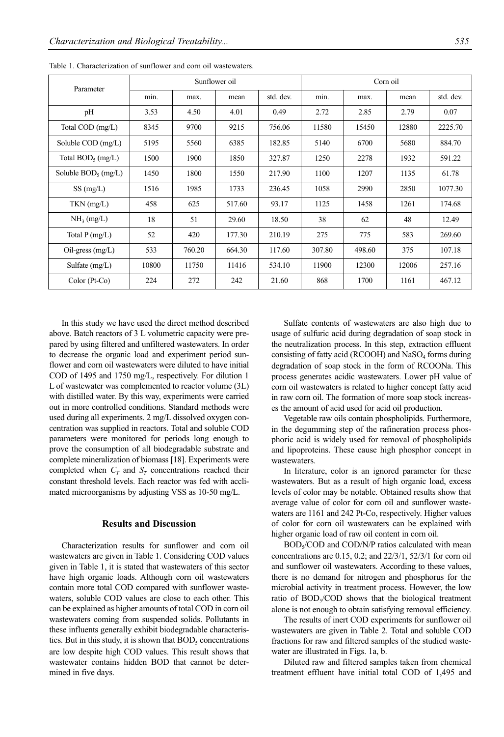Table 1. Characterization of sunflower and corn oil wastewaters.

| Parameter | Sunflower oil | | | | Corn oil | | | |
|---|---|---|---|---|---|---|---|---|
| | min. | max. | mean | std. dev. | min. | max. | mean | std. dev. |
| pH | 3.53 | 4.50 | 4.01 | 0.49 | 2.72 | 2.85 | 2.79 | 0.07 |
| Total COD (mg/L) | 8345 | 9700 | 9215 | 756.06 | 11580 | 15450 | 12880 | 2225.70 |
| Soluble COD (mg/L) | 5195 | 5560 | 6385 | 182.85 | 5140 | 6700 | 5680 | 884.70 |
| Total $BOD_5$ (mg/L) | 1500 | 1900 | 1850 | 327.87 | 1250 | 2278 | 1932 | 591.22 |
| Soluble $BOD_5$ (mg/L) | 1450 | 1800 | 1550 | 217.90 | 1100 | 1207 | 1135 | 61.78 |
| SS (mg/L) | 1516 | 1985 | 1733 | 236.45 | 1058 | 2990 | 2850 | 1077.30 |
| TKN (mg/L) | 458 | 625 | 517.60 | 93.17 | 1125 | 1458 | 1261 | 174.68 |
| $NH_3$ (mg/L) | 18 | 51 | 29.60 | 18.50 | 38 | 62 | 48 | 12.49 |
| Total P (mg/L) | 52 | 420 | 177.30 | 210.19 | 275 | 775 | 583 | 269.60 |
| Oil-gress (mg/L) | 533 | 760.20 | 664.30 | 117.60 | 307.80 | 498.60 | 375 | 107.18 |
| Sulfate (mg/L) | 10800 | 11750 | 11416 | 534.10 | 11900 | 12300 | 12006 | 257.16 |
| Color (Pt-Co) | 224 | 272 | 242 | 21.60 | 868 | 1700 | 1161 | 467.12 |

In this study we have used the direct method described above. Batch reactors of 3 L volumetric capacity were prepared by using filtered and unfiltered wastewaters. In order to decrease the organic load and experiment period sunflower and corn oil wastewaters were diluted to have initial COD of 1495 and 1750 mg/L, respectively. For dilution 1 L of wastewater was complemented to reactor volume (3L) with distilled water. By this way, experiments were carried out in more controlled conditions. Standard methods were used during all experiments. 2 mg/L dissolved oxygen concentration was supplied in reactors. Total and soluble COD parameters were monitored for periods long enough to prove the consumption of all biodegradable substrate and complete mineralization of biomass [18]. Experiments were completed when $C_T$ and $S_T$ concentrations reached their constant threshold levels. Each reactor was fed with acclimated microorganisms by adjusting VSS as 10-50 mg/L.

## Results and Discussion

Characterization results for sunflower and corn oil wastewaters are given in Table 1. Considering COD values given in Table 1, it is stated that wastewaters of this sector have high organic loads. Although corn oil wastewaters contain more total COD compared with sunflower wastewaters, soluble COD values are close to each other. This can be explained as higher amounts of total COD in corn oil wastewaters coming from suspended solids. Pollutants in these influents generally exhibit biodegradable characteristics. But in this study, it is shown that $BOD_5$ concentrations are low despite high COD values. This result shows that wastewater contains hidden BOD that cannot be determined in five days.

Sulfate contents of wastewaters are also high due to usage of sulfuric acid during degradation of soap stock in the neutralization process. In this step, extraction effluent consisting of fatty acid (RCOOH) and $NaSO_4$ forms during degradation of soap stock in the form of RCOONa. This process generates acidic wastewaters. Lower pH value of corn oil wastewaters is related to higher concept fatty acid in raw corn oil. The formation of more soap stock increases the amount of acid used for acid oil production.

Vegetable raw oils contain phospholipids. Furthermore, in the degumming step of the rafineration process phosphoric acid is widely used for removal of phospholipids and lipoproteins. These cause high phosphor concept in wastewaters.

In literature, color is an ignored parameter for these wastewaters. But as a result of high organic load, excess levels of color may be notable. Obtained results show that average value of color for corn oil and sunflower wastewaters are 1161 and 242 Pt-Co, respectively. Higher values of color for corn oil wastewaters can be explained with higher organic load of raw oil content in corn oil.

$BOD_5$/COD and COD/N/P ratios calculated with mean concentrations are 0.15, 0.2; and 22/3/1, 52/3/1 for corn oil and sunflower oil wastewaters. According to these values, there is no demand for nitrogen and phosphorus for the microbial activity in treatment process. However, the low ratio of $BOD_5$/COD shows that the biological treatment alone is not enough to obtain satisfying removal efficiency.

The results of inert COD experiments for sunflower oil wastewaters are given in Table 2. Total and soluble COD fractions for raw and filtered samples of the studied wastewater are illustrated in Figs. 1a, b.

Diluted raw and filtered samples taken from chemical treatment effluent have initial total COD of 1,495 and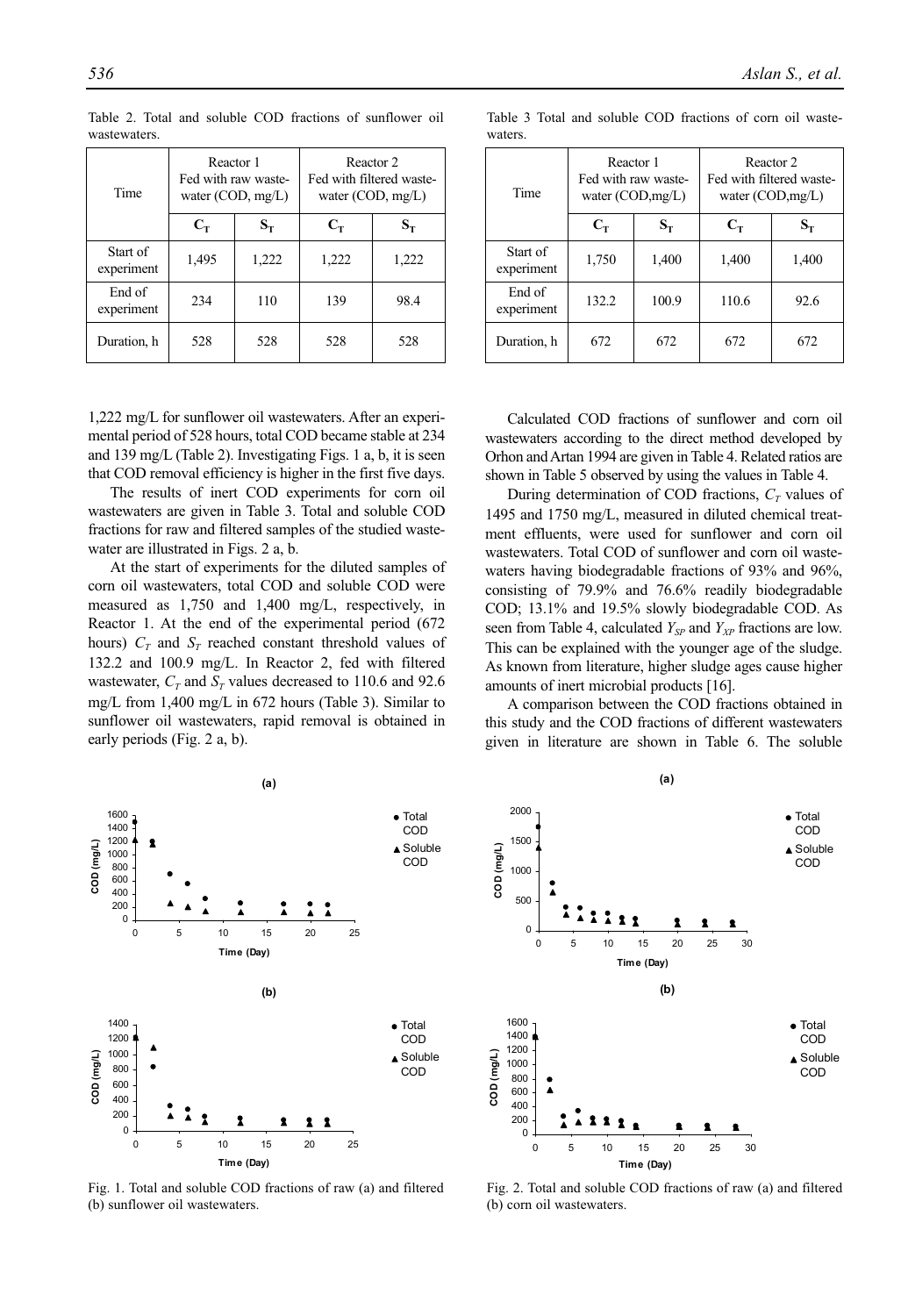Table 2. Total and soluble COD fractions of sunflower oil wastewaters.

| Time | Reactor 1 Fed with raw wastewater (COD, mg/L) | | Reactor 2 Fed with filtered wastewater (COD, mg/L) | |
|---|---|---|---|---|
| | $C_T$ | $S_T$ | $C_T$ | $S_T$ |
| Start of experiment | 1,495 | 1,222 | 1,222 | 1,222 |
| End of experiment | 234 | 110 | 139 | 98.4 |
| Duration, h | 528 | 528 | 528 | 528 |

Table 3 Total and soluble COD fractions of corn oil wastewaters.

| Time | Reactor 1 Fed with raw wastewater (COD,mg/L) | | Reactor 2 Fed with filtered wastewater (COD,mg/L) | |
|---|---|---|---|---|
| | $C_T$ | $S_T$ | $C_T$ | $S_T$ |
| Start of experiment | 1,750 | 1,400 | 1,400 | 1,400 |
| End of experiment | 132.2 | 100.9 | 110.6 | 92.6 |
| Duration, h | 672 | 672 | 672 | 672 |

1,222 mg/L for sunflower oil wastewaters. After an experimental period of 528 hours, total COD became stable at 234 and 139 mg/L (Table 2). Investigating Figs. 1 a, b, it is seen that COD removal efficiency is higher in the first five days.

The results of inert COD experiments for corn oil wastewaters are given in Table 3. Total and soluble COD fractions for raw and filtered samples of the studied wastewater are illustrated in Figs. 2 a, b.

At the start of experiments for the diluted samples of corn oil wastewaters, total COD and soluble COD were measured as 1,750 and 1,400 mg/L, respectively, in Reactor 1. At the end of the experimental period (672 hours) $C_T$ and $S_T$ reached constant threshold values of 132.2 and 100.9 mg/L. In Reactor 2, fed with filtered wastewater, $C_T$ and $S_T$ values decreased to 110.6 and 92.6 mg/L from 1,400 mg/L in 672 hours (Table 3). Similar to sunflower oil wastewaters, rapid removal is obtained in early periods (Fig. 2 a, b).

Calculated COD fractions of sunflower and corn oil wastewaters according to the direct method developed by Orhon and Artan 1994 are given in Table 4. Related ratios are shown in Table 5 observed by using the values in Table 4.

During determination of COD fractions, $C_T$ values of 1495 and 1750 mg/L, measured in diluted chemical treatment effluents, were used for sunflower and corn oil wastewaters. Total COD of sunflower and corn oil wastewaters having biodegradable fractions of 93% and 96%, consisting of 79.9% and 76.6% readily biodegradable COD; 13.1% and 19.5% slowly biodegradable COD. As seen from Table 4, calculated $Y_{SP}$ and $Y_{XP}$ fractions are low. This can be explained with the younger age of the sludge. As known from literature, higher sludge ages cause higher amounts of inert microbial products [16].

A comparison between the COD fractions obtained in this study and the COD fractions of different wastewaters given in literature are shown in Table 6. The soluble

Fig. 1. Total and soluble COD fractions of raw (a) and filtered (b) sunflower oil wastewaters.

Fig. 2. Total and soluble COD fractions of raw (a) and filtered (b) corn oil wastewaters.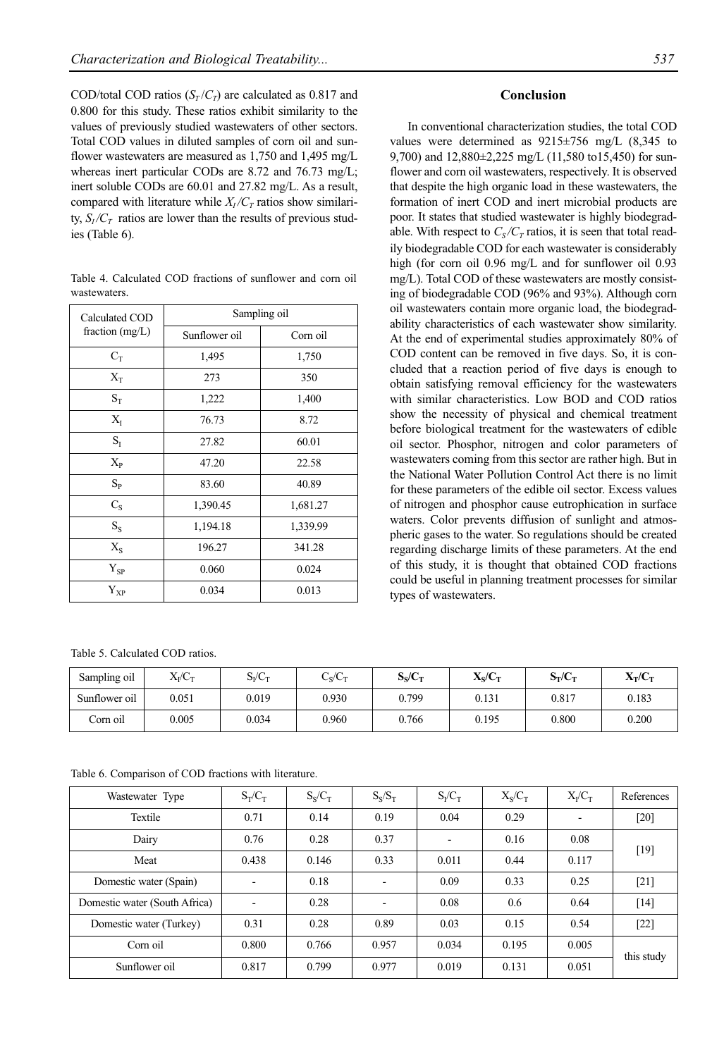COD/total COD ratios ($S_T/C_T$) are calculated as 0.817 and 0.800 for this study. These ratios exhibit similarity to the values of previously studied wastewaters of other sectors. Total COD values in diluted samples of corn oil and sunflower wastewaters are measured as 1,750 and 1,495 mg/L whereas inert particular CODs are 8.72 and 76.73 mg/L; inert soluble CODs are 60.01 and 27.82 mg/L. As a result, compared with literature while $X_I/C_T$ ratios show similarity, $S_I/C_T$ ratios are lower than the results of previous studies (Table 6).

Table 4. Calculated COD fractions of sunflower and corn oil wastewaters.

| Calculated COD fraction (mg/L) | Sampling oil | |
|---|---|---|
| | Sunflower oil | Corn oil |
| $C_T$ | 1,495 | 1,750 |
| $X_T$ | 273 | 350 |
| $S_T$ | 1,222 | 1,400 |
| $X_I$ | 76.73 | 8.72 |
| $S_I$ | 27.82 | 60.01 |
| $X_P$ | 47.20 | 22.58 |
| $S_P$ | 83.60 | 40.89 |
| $C_S$ | 1,390.45 | 1,681.27 |
| $S_S$ | 1,194.18 | 1,339.99 |
| $X_S$ | 196.27 | 341.28 |
| $Y_{SP}$ | 0.060 | 0.024 |
| $Y_{XP}$ | 0.034 | 0.013 |

## Conclusion

In conventional characterization studies, the total COD values were determined as 9215±756 mg/L (8,345 to 9,700) and 12,880±2,225 mg/L (11,580 to15,450) for sunflower and corn oil wastewaters, respectively. It is observed that despite the high organic load in these wastewaters, the formation of inert COD and inert microbial products are poor. It states that studied wastewater is highly biodegradable. With respect to $C_S/C_T$ ratios, it is seen that total readily biodegradable COD for each wastewater is considerably high (for corn oil 0.96 mg/L and for sunflower oil 0.93 mg/L). Total COD of these wastewaters are mostly consisting of biodegradable COD (96% and 93%). Although corn oil wastewaters contain more organic load, the biodegradability characteristics of each wastewater show similarity. At the end of experimental studies approximately 80% of COD content can be removed in five days. So, it is concluded that a reaction period of five days is enough to obtain satisfying removal efficiency for the wastewaters with similar characteristics. Low BOD and COD ratios show the necessity of physical and chemical treatment before biological treatment for the wastewaters of edible oil sector. Phosphor, nitrogen and color parameters of wastewaters coming from this sector are rather high. But in the National Water Pollution Control Act there is no limit for these parameters of the edible oil sector. Excess values of nitrogen and phosphor cause eutrophication in surface waters. Color prevents diffusion of sunlight and atmospheric gases to the water. So regulations should be created regarding discharge limits of these parameters. At the end of this study, it is thought that obtained COD fractions could be useful in planning treatment processes for similar types of wastewaters.

Table 5. Calculated COD ratios.

| Sampling oil | $X_I/C_T$ | $S_I/C_T$ | $C_S/C_T$ | $S_S/C_T$ | $X_S/C_T$ | $S_T/C_T$ | $X_T/C_T$ |
|---|---|---|---|---|---|---|---|
| Sunflower oil | 0.051 | 0.019 | 0.930 | 0.799 | 0.131 | 0.817 | 0.183 |
| Corn oil | 0.005 | 0.034 | 0.960 | 0.766 | 0.195 | 0.800 | 0.200 |

Table 6. Comparison of COD fractions with literature.

| Wastewater Type | $S_T/C_T$ | $S_S/C_T$ | $S_S/S_T$ | $S_I/C_T$ | $X_S/C_T$ | $X_I/C_T$ | References |
|---|---|---|---|---|---|---|---|
| Textile | 0.71 | 0.14 | 0.19 | 0.04 | 0.29 | - | [20] |
| Dairy | 0.76 | 0.28 | 0.37 | - | 0.16 | 0.08 | [19] |
| Meat | 0.438 | 0.146 | 0.33 | 0.011 | 0.44 | 0.117 | |
| Domestic water (Spain) | - | 0.18 | - | 0.09 | 0.33 | 0.25 | [21] |
| Domestic water (South Africa) | - | 0.28 | - | 0.08 | 0.6 | 0.64 | [14] |
| Domestic water (Turkey) | 0.31 | 0.28 | 0.89 | 0.03 | 0.15 | 0.54 | [22] |
| Corn oil | 0.800 | 0.766 | 0.957 | 0.034 | 0.195 | 0.005 | this study |
| Sunflower oil | 0.817 | 0.799 | 0.977 | 0.019 | 0.131 | 0.051 | |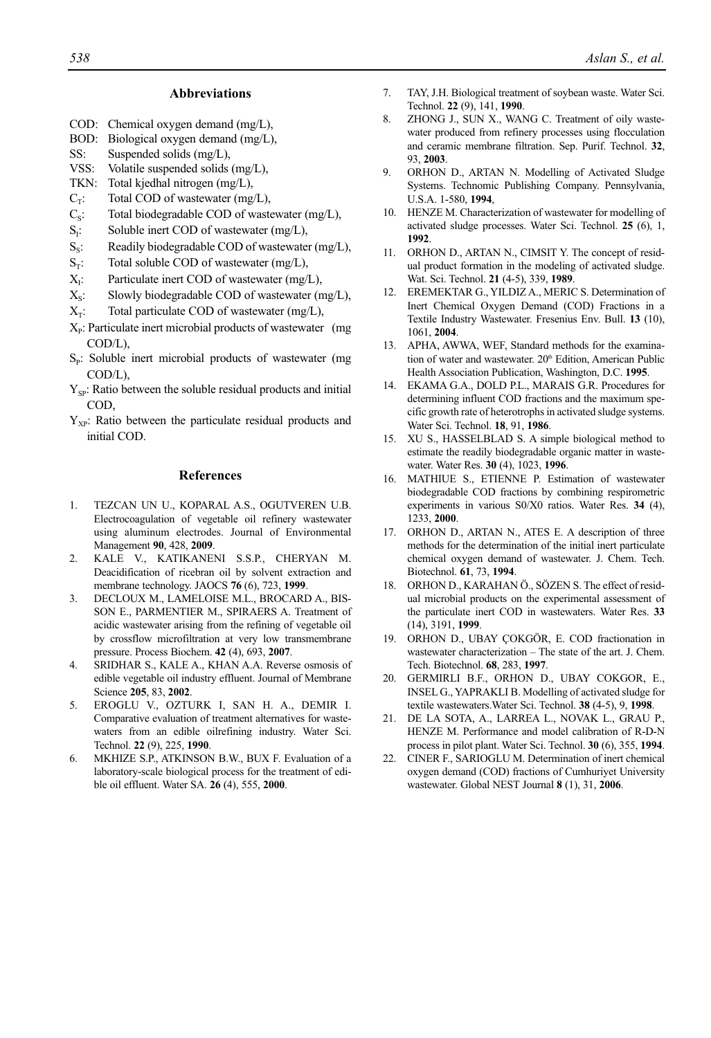## Abbreviations

COD: Chemical oxygen demand (mg/L),
BOD: Biological oxygen demand (mg/L),
SS: Suspended solids (mg/L),
VSS: Volatile suspended solids (mg/L),
TKN: Total kjedhal nitrogen (mg/L),
$C_T$: Total COD of wastewater (mg/L),
$C_S$: Total biodegradable COD of wastewater (mg/L),
$S_I$: Soluble inert COD of wastewater (mg/L),
$S_S$: Readily biodegradable COD of wastewater (mg/L),
$S_T$: Total soluble COD of wastewater (mg/L),
$X_I$: Particulate inert COD of wastewater (mg/L),
$X_S$: Slowly biodegradable COD of wastewater (mg/L),
$X_T$: Total particulate COD of wastewater (mg/L),
$X_P$: Particulate inert microbial products of wastewater (mg COD/L),
$S_P$: Soluble inert microbial products of wastewater (mg COD/L),
$Y_{SP}$: Ratio between the soluble residual products and initial COD,
$Y_{XP}$: Ratio between the particulate residual products and initial COD.

## References

1. TEZCAN UN U., KOPARAL A.S., OGUTVEREN U.B. Electrocoagulation of vegetable oil refinery wastewater using aluminum electrodes. Journal of Environmental Management **90**, 428, **2009**.
2. KALE V., KATIKANENI S.S.P., CHERYAN M. Deacidification of ricebran oil by solvent extraction and membrane technology. JAOCS **76** (6), 723, **1999**.
3. DECLOUX M., LAMELOISE M.L., BROCARD A., BISSON E., PARMENTIER M., SPIRAERS A. Treatment of acidic wastewater arising from the refining of vegetable oil by crossflow microfiltration at very low transmembrane pressure. Process Biochem. **42** (4), 693, **2007**.
4. SRIDHAR S., KALE A., KHAN A.A. Reverse osmosis of edible vegetable oil industry effluent. Journal of Membrane Science **205**, 83, **2002**.
5. EROGLU V., OZTURK I, SAN H. A., DEMIR I. Comparative evaluation of treatment alternatives for wastewaters from an edible oilrefining industry. Water Sci. Technol. **22** (9), 225, **1990**.
6. MKHIZE S.P., ATKINSON B.W., BUX F. Evaluation of a laboratory-scale biological process for the treatment of edible oil effluent. Water SA. **26** (4), 555, **2000**.
7. TAY, J.H. Biological treatment of soybean waste. Water Sci. Technol. **22** (9), 141, **1990**.
8. ZHONG J., SUN X., WANG C. Treatment of oily wastewater produced from refinery processes using flocculation and ceramic membrane filtration. Sep. Purif. Technol. **32**, 93, **2003**.
9. ORHON D., ARTAN N. Modelling of Activated Sludge Systems. Technomic Publishing Company. Pennsylvania, U.S.A. 1-580, **1994**,
10. HENZE M. Characterization of wastewater for modelling of activated sludge processes. Water Sci. Technol. **25** (6), 1, **1992**.
11. ORHON D., ARTAN N., CIMSIT Y. The concept of residual product formation in the modeling of activated sludge. Wat. Sci. Technol. **21** (4-5), 339, **1989**.
12. EREMEKTAR G., YILDIZ A., MERIC S. Determination of Inert Chemical Oxygen Demand (COD) Fractions in a Textile Industry Wastewater. Fresenius Env. Bull. **13** (10), 1061, **2004**.
13. APHA, AWWA, WEF, Standard methods for the examination of water and wastewater. 20th Edition, American Public Health Association Publication, Washington, D.C. **1995**.
14. EKAMA G.A., DOLD P.L., MARAIS G.R. Procedures for determining influent COD fractions and the maximum specific growth rate of heterotrophs in activated sludge systems. Water Sci. Technol. **18**, 91, **1986**.
15. XU S., HASSELBLAD S. A simple biological method to estimate the readily biodegradable organic matter in wastewater. Water Res. **30** (4), 1023, **1996**.
16. MATHIUE S., ETIENNE P. Estimation of wastewater biodegradable COD fractions by combining respirometric experiments in various S0/X0 ratios. Water Res. **34** (4), 1233, **2000**.
17. ORHON D., ARTAN N., ATES E. A description of three methods for the determination of the initial inert particulate chemical oxygen demand of wastewater. J. Chem. Tech. Biotechnol. **61**, 73, **1994**.
18. ORHON D., KARAHAN Ö., SÖZEN S. The effect of residual microbial products on the experimental assessment of the particulate inert COD in wastewaters. Water Res. **33** (14), 3191, **1999**.
19. ORHON D., UBAY ÇOKGÖR, E. COD fractionation in wastewater characterization – The state of the art. J. Chem. Tech. Biotechnol. **68**, 283, **1997**.
20. GERMIRLI B.F., ORHON D., UBAY COKGOR, E., INSEL G., YAPRAKLI B. Modelling of activated sludge for textile wastewaters.Water Sci. Technol. **38** (4-5), 9, **1998**.
21. DE LA SOTA, A., LARREA L., NOVAK L., GRAU P., HENZE M. Performance and model calibration of R-D-N process in pilot plant. Water Sci. Technol. **30** (6), 355, **1994**.
22. CINER F., SARIOGLU M. Determination of inert chemical oxygen demand (COD) fractions of Cumhuriyet University wastewater. Global NEST Journal **8** (1), 31, **2006**.